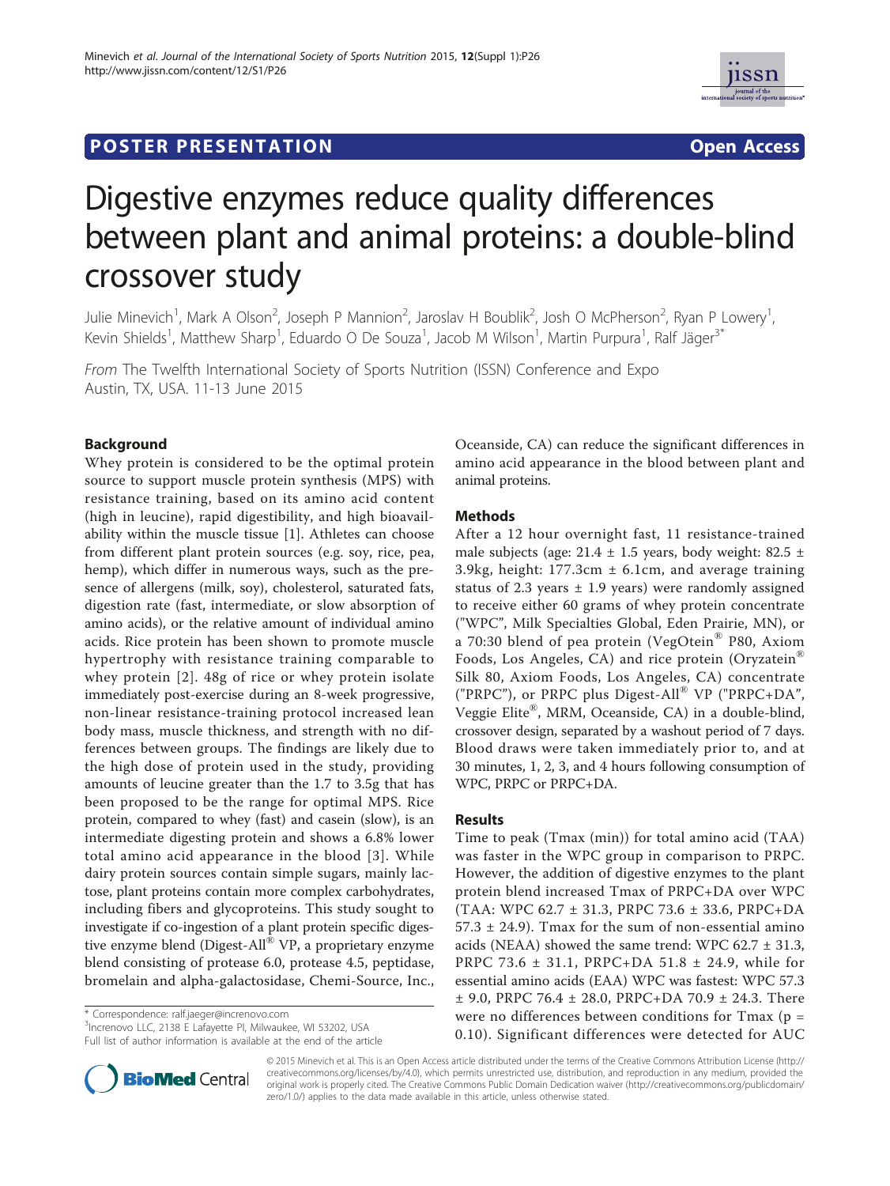POSTER PRESENTATION — Open Access

# Digestive enzymes reduce quality differences between plant and animal proteins: a double-blind crossover study

Julie Minevich[1], Mark A Olson[2], Joseph P Mannion[2], Jaroslav H Boublik[2], Josh O McPherson[2], Ryan P Lowery[1], Kevin Shields[1], Matthew Sharp[1], Eduardo O De Souza[1], Jacob M Wilson[1], Martin Purpura[1], Ralf Jäger[3*]

*From* The Twelfth International Society of Sports Nutrition (ISSN) Conference and Expo
Austin, TX, USA. 11-13 June 2015

## Background

Whey protein is considered to be the optimal protein source to support muscle protein synthesis (MPS) with resistance training, based on its amino acid content (high in leucine), rapid digestibility, and high bioavailability within the muscle tissue [1]. Athletes can choose from different plant protein sources (e.g. soy, rice, pea, hemp), which differ in numerous ways, such as the presence of allergens (milk, soy), cholesterol, saturated fats, digestion rate (fast, intermediate, or slow absorption of amino acids), or the relative amount of individual amino acids. Rice protein has been shown to promote muscle hypertrophy with resistance training comparable to whey protein [2]. 48g of rice or whey protein isolate immediately post-exercise during an 8-week progressive, non-linear resistance-training protocol increased lean body mass, muscle thickness, and strength with no differences between groups. The findings are likely due to the high dose of protein used in the study, providing amounts of leucine greater than the 1.7 to 3.5g that has been proposed to be the range for optimal MPS. Rice protein, compared to whey (fast) and casein (slow), is an intermediate digesting protein and shows a 6.8% lower total amino acid appearance in the blood [3]. While dairy protein sources contain simple sugars, mainly lactose, plant proteins contain more complex carbohydrates, including fibers and glycoproteins. This study sought to investigate if co-ingestion of a plant protein specific digestive enzyme blend (Digest-All® VP, a proprietary enzyme blend consisting of protease 6.0, protease 4.5, peptidase, bromelain and alpha-galactosidase, Chemi-Source, Inc., Oceanside, CA) can reduce the significant differences in amino acid appearance in the blood between plant and animal proteins.

## Methods

After a 12 hour overnight fast, 11 resistance-trained male subjects (age: 21.4 ± 1.5 years, body weight: 82.5 ± 3.9kg, height: 177.3cm ± 6.1cm, and average training status of 2.3 years ± 1.9 years) were randomly assigned to receive either 60 grams of whey protein concentrate ("WPC", Milk Specialties Global, Eden Prairie, MN), or a 70:30 blend of pea protein (VegOtein® P80, Axiom Foods, Los Angeles, CA) and rice protein (Oryzatein® Silk 80, Axiom Foods, Los Angeles, CA) concentrate ("PRPC"), or PRPC plus Digest-All® VP ("PRPC+DA", Veggie Elite®, MRM, Oceanside, CA) in a double-blind, crossover design, separated by a washout period of 7 days. Blood draws were taken immediately prior to, and at 30 minutes, 1, 2, 3, and 4 hours following consumption of WPC, PRPC or PRPC+DA.

## Results

Time to peak (Tmax (min)) for total amino acid (TAA) was faster in the WPC group in comparison to PRPC. However, the addition of digestive enzymes to the plant protein blend increased Tmax of PRPC+DA over WPC (TAA: WPC 62.7 ± 31.3, PRPC 73.6 ± 33.6, PRPC+DA 57.3 ± 24.9). Tmax for the sum of non-essential amino acids (NEAA) showed the same trend: WPC 62.7 ± 31.3, PRPC 73.6 ± 31.1, PRPC+DA 51.8 ± 24.9, while for essential amino acids (EAA) WPC was fastest: WPC 57.3 ± 9.0, PRPC 76.4 ± 28.0, PRPC+DA 70.9 ± 24.3. There were no differences between conditions for Tmax ($p$ = 0.10). Significant differences were detected for AUC

\* Correspondence: ralf.jaeger@increnovo.com
[3]Increnovo LLC, 2138 E Lafayette Pl, Milwaukee, WI 53202, USA
Full list of author information is available at the end of the article

© 2015 Minevich et al. This is an Open Access article distributed under the terms of the Creative Commons Attribution License (http://creativecommons.org/licenses/by/4.0), which permits unrestricted use, distribution, and reproduction in any medium, provided the original work is properly cited. The Creative Commons Public Domain Dedication waiver (http://creativecommons.org/publicdomain/zero/1.0/) applies to the data made available in this article, unless otherwise stated.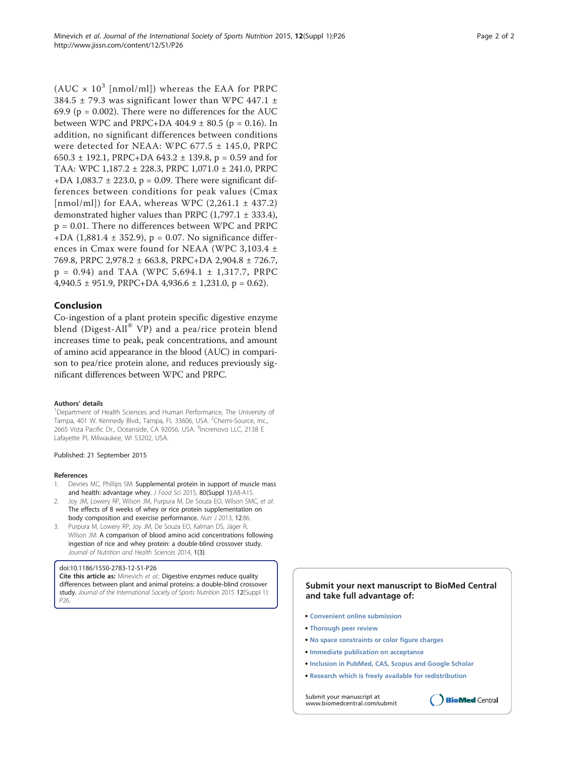(AUC × $10^3$ [nmol/ml]) whereas the EAA for PRPC 384.5 ± 79.3 was significant lower than WPC 447.1 ± 69.9 ($p = 0.002$). There were no differences for the AUC between WPC and PRPC+DA 404.9 ± 80.5 ($p = 0.16$). In addition, no significant differences between conditions were detected for NEAA: WPC 677.5 ± 145.0, PRPC 650.3 ± 192.1, PRPC+DA 643.2 ± 139.8, $p = 0.59$ and for TAA: WPC 1,187.2 ± 228.3, PRPC 1,071.0 ± 241.0, PRPC +DA 1,083.7 ± 223.0, $p = 0.09$. There were significant differences between conditions for peak values (Cmax [nmol/ml]) for EAA, whereas WPC (2,261.1 ± 437.2) demonstrated higher values than PRPC (1,797.1 ± 333.4), $p = 0.01$. There no differences between WPC and PRPC +DA (1,881.4 ± 352.9), $p = 0.07$. No significance differences in Cmax were found for NEAA (WPC 3,103.4 ± 769.8, PRPC 2,978.2 ± 663.8, PRPC+DA 2,904.8 ± 726.7, $p = 0.94$) and TAA (WPC 5,694.1 ± 1,317.7, PRPC 4,940.5 ± 951.9, PRPC+DA 4,936.6 ± 1,231.0, $p = 0.62$).

## Conclusion

Co-ingestion of a plant protein specific digestive enzyme blend (Digest-All® VP) and a pea/rice protein blend increases time to peak, peak concentrations, and amount of amino acid appearance in the blood (AUC) in comparison to pea/rice protein alone, and reduces previously significant differences between WPC and PRPC.

#### Authors' details

[1]Department of Health Sciences and Human Performance, The University of Tampa, 401 W. Kennedy Blvd., Tampa, FL 33606, USA. [2]Chemi-Source, Inc., 2665 Vista Pacific Dr., Oceanside, CA 92056, USA. [3]Increnovo LLC, 2138 E Lafayette Pl, Milwaukee, WI 53202, USA.

Published: 21 September 2015

#### References

1. Devries MC, Phillips SM: **Supplemental protein in support of muscle mass and health: advantage whey.** *J Food Sci* 2015, **80(Suppl 1)**:A8-A15.
2. Joy JM, Lowery RP, Wilson JM, Purpura M, De Souza EO, Wilson SMC, *et al*: **The effects of 8 weeks of whey or rice protein supplementation on body composition and exercise performance.** *Nutr J* 2013, **12**:86.
3. Purpura M, Lowery RP, Joy JM, De Souza EO, Kalman DS, Jäger R, Wilson JM: **A comparison of blood amino acid concentrations following ingestion of rice and whey protein: a double-blind crossover study.** *Journal of Nutrition and Health Sciences* 2014, **1(3)**.

doi:10.1186/1550-2783-12-S1-P26
**Cite this article as:** Minevich *et al.*: Digestive enzymes reduce quality differences between plant and animal proteins: a double-blind crossover study. *Journal of the International Society of Sports Nutrition* 2015 **12**(Suppl 1): P26.

**Submit your next manuscript to BioMed Central and take full advantage of:**

- Convenient online submission
- Thorough peer review
- No space constraints or color figure charges
- Immediate publication on acceptance
- Inclusion in PubMed, CAS, Scopus and Google Scholar
- Research which is freely available for redistribution

Submit your manuscript at
www.biomedcentral.com/submit